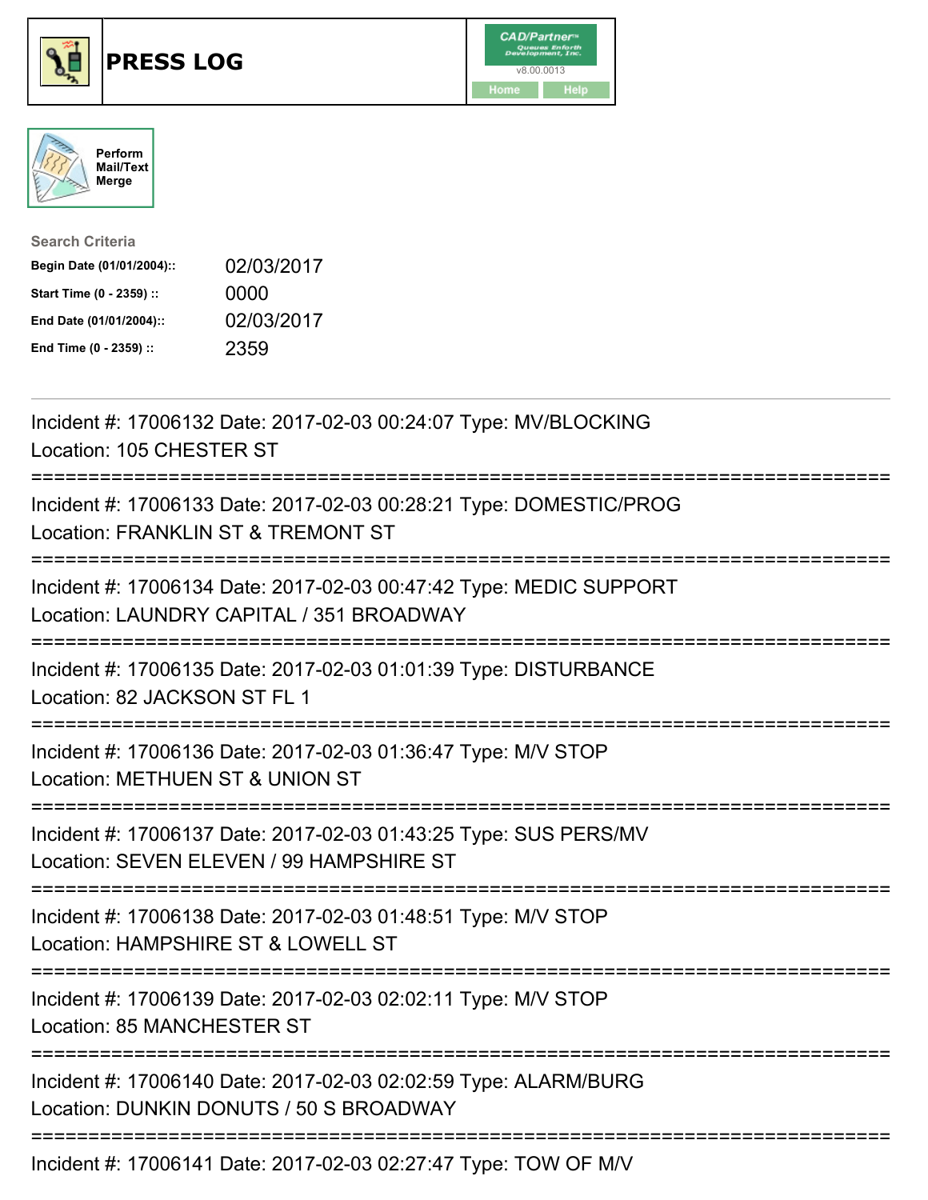# PRESS LOG

CAD/Partner™ v8.00.0013

Home | Help

Perform Mail/Text Merge

**Search Criteria**

| | |
|---|---|
| **Begin Date (01/01/2004)::** | 02/03/2017 |
| **Start Time (0 - 2359) ::** | 0000 |
| **End Date (01/01/2004)::** | 02/03/2017 |
| **End Time (0 - 2359) ::** | 2359 |

---

Incident #: 17006132 Date: 2017-02-03 00:24:07 Type: MV/BLOCKING
Location: 105 CHESTER ST

===========================================================================

Incident #: 17006133 Date: 2017-02-03 00:28:21 Type: DOMESTIC/PROG
Location: FRANKLIN ST & TREMONT ST

===========================================================================

Incident #: 17006134 Date: 2017-02-03 00:47:42 Type: MEDIC SUPPORT
Location: LAUNDRY CAPITAL / 351 BROADWAY

===========================================================================

Incident #: 17006135 Date: 2017-02-03 01:01:39 Type: DISTURBANCE
Location: 82 JACKSON ST FL 1

===========================================================================

Incident #: 17006136 Date: 2017-02-03 01:36:47 Type: M/V STOP
Location: METHUEN ST & UNION ST

===========================================================================

Incident #: 17006137 Date: 2017-02-03 01:43:25 Type: SUS PERS/MV
Location: SEVEN ELEVEN / 99 HAMPSHIRE ST

===========================================================================

Incident #: 17006138 Date: 2017-02-03 01:48:51 Type: M/V STOP
Location: HAMPSHIRE ST & LOWELL ST

===========================================================================

Incident #: 17006139 Date: 2017-02-03 02:02:11 Type: M/V STOP
Location: 85 MANCHESTER ST

===========================================================================

Incident #: 17006140 Date: 2017-02-03 02:02:59 Type: ALARM/BURG
Location: DUNKIN DONUTS / 50 S BROADWAY

===========================================================================

Incident #: 17006141 Date: 2017-02-03 02:27:47 Type: TOW OF M/V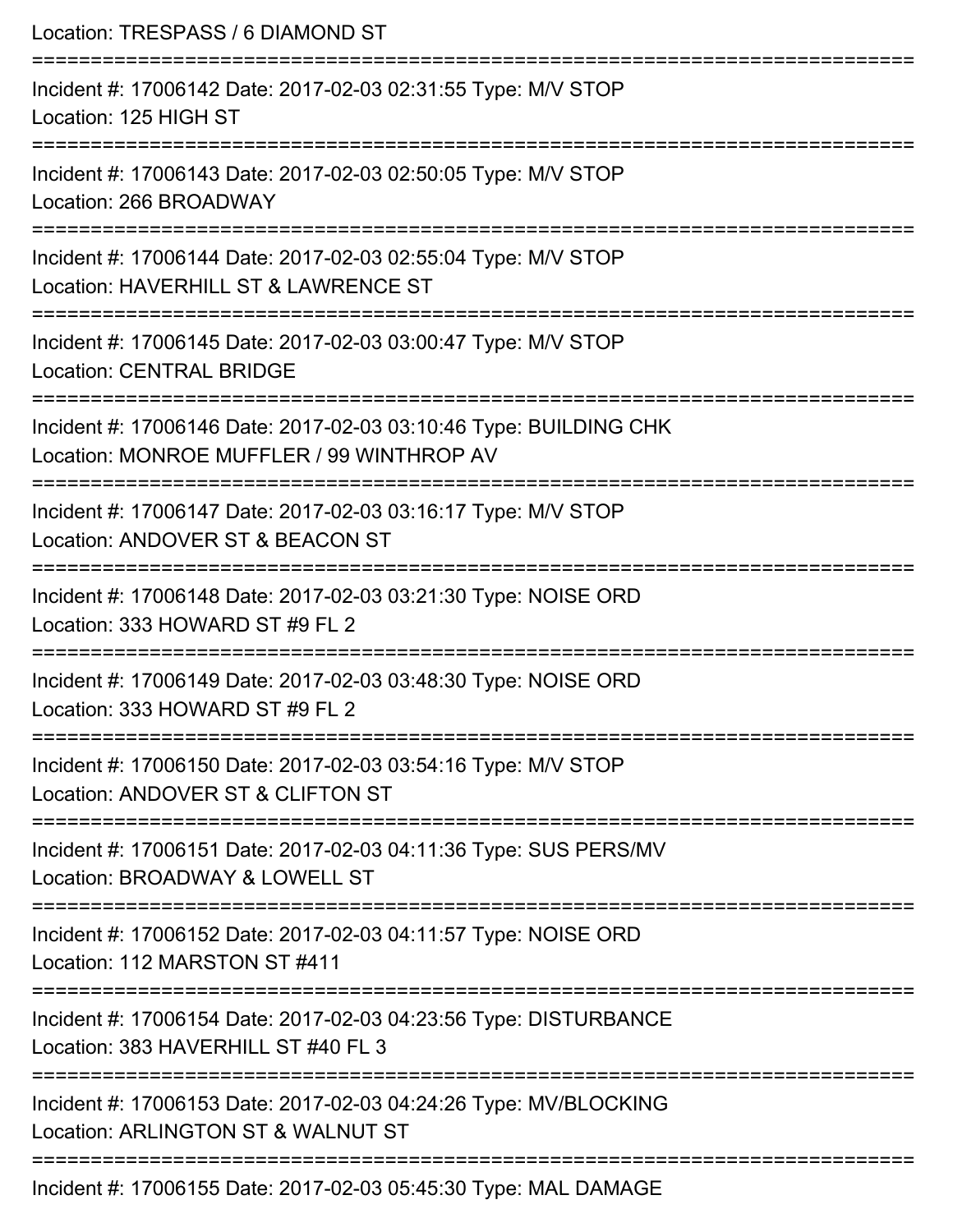Location: TRESPASS / 6 DIAMOND ST

===========================================================================

Incident #: 17006142 Date: 2017-02-03 02:31:55 Type: M/V STOP
Location: 125 HIGH ST

===========================================================================

Incident #: 17006143 Date: 2017-02-03 02:50:05 Type: M/V STOP
Location: 266 BROADWAY

===========================================================================

Incident #: 17006144 Date: 2017-02-03 02:55:04 Type: M/V STOP
Location: HAVERHILL ST & LAWRENCE ST

===========================================================================

Incident #: 17006145 Date: 2017-02-03 03:00:47 Type: M/V STOP
Location: CENTRAL BRIDGE

===========================================================================

Incident #: 17006146 Date: 2017-02-03 03:10:46 Type: BUILDING CHK
Location: MONROE MUFFLER / 99 WINTHROP AV

===========================================================================

Incident #: 17006147 Date: 2017-02-03 03:16:17 Type: M/V STOP
Location: ANDOVER ST & BEACON ST

===========================================================================

Incident #: 17006148 Date: 2017-02-03 03:21:30 Type: NOISE ORD
Location: 333 HOWARD ST #9 FL 2

===========================================================================

Incident #: 17006149 Date: 2017-02-03 03:48:30 Type: NOISE ORD
Location: 333 HOWARD ST #9 FL 2

===========================================================================

Incident #: 17006150 Date: 2017-02-03 03:54:16 Type: M/V STOP
Location: ANDOVER ST & CLIFTON ST

===========================================================================

Incident #: 17006151 Date: 2017-02-03 04:11:36 Type: SUS PERS/MV
Location: BROADWAY & LOWELL ST

===========================================================================

Incident #: 17006152 Date: 2017-02-03 04:11:57 Type: NOISE ORD
Location: 112 MARSTON ST #411

===========================================================================

Incident #: 17006154 Date: 2017-02-03 04:23:56 Type: DISTURBANCE
Location: 383 HAVERHILL ST #40 FL 3

===========================================================================

Incident #: 17006153 Date: 2017-02-03 04:24:26 Type: MV/BLOCKING
Location: ARLINGTON ST & WALNUT ST

===========================================================================

Incident #: 17006155 Date: 2017-02-03 05:45:30 Type: MAL DAMAGE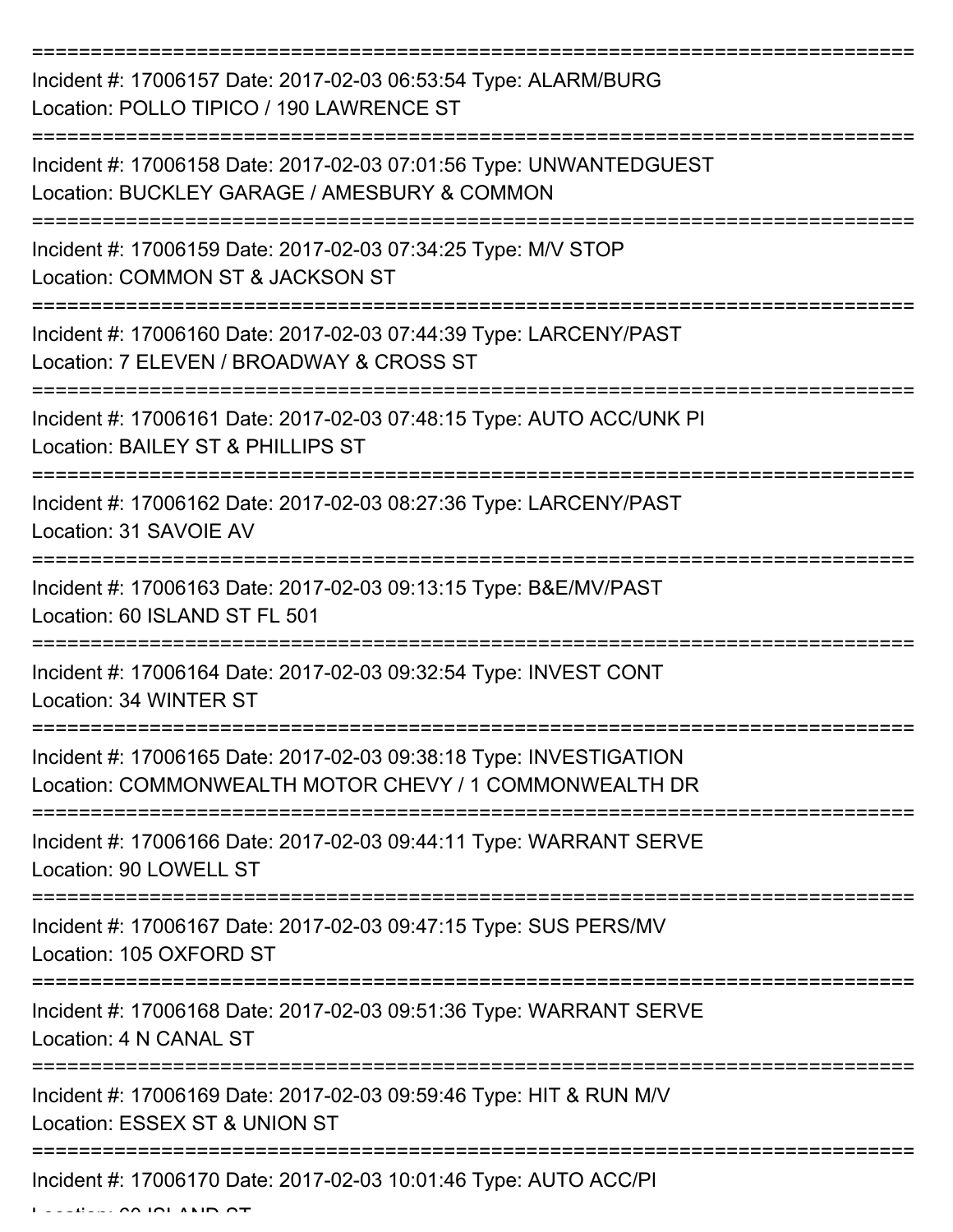Incident #: 17006157 Date: 2017-02-03 06:53:54 Type: ALARM/BURG
Location: POLLO TIPICO / 190 LAWRENCE ST

Incident #: 17006158 Date: 2017-02-03 07:01:56 Type: UNWANTEDGUEST
Location: BUCKLEY GARAGE / AMESBURY & COMMON

Incident #: 17006159 Date: 2017-02-03 07:34:25 Type: M/V STOP
Location: COMMON ST & JACKSON ST

Incident #: 17006160 Date: 2017-02-03 07:44:39 Type: LARCENY/PAST
Location: 7 ELEVEN / BROADWAY & CROSS ST

Incident #: 17006161 Date: 2017-02-03 07:48:15 Type: AUTO ACC/UNK PI
Location: BAILEY ST & PHILLIPS ST

Incident #: 17006162 Date: 2017-02-03 08:27:36 Type: LARCENY/PAST
Location: 31 SAVOIE AV

Incident #: 17006163 Date: 2017-02-03 09:13:15 Type: B&E/MV/PAST
Location: 60 ISLAND ST FL 501

Incident #: 17006164 Date: 2017-02-03 09:32:54 Type: INVEST CONT
Location: 34 WINTER ST

Incident #: 17006165 Date: 2017-02-03 09:38:18 Type: INVESTIGATION
Location: COMMONWEALTH MOTOR CHEVY / 1 COMMONWEALTH DR

Incident #: 17006166 Date: 2017-02-03 09:44:11 Type: WARRANT SERVE
Location: 90 LOWELL ST

Incident #: 17006167 Date: 2017-02-03 09:47:15 Type: SUS PERS/MV
Location: 105 OXFORD ST

Incident #: 17006168 Date: 2017-02-03 09:51:36 Type: WARRANT SERVE
Location: 4 N CANAL ST

Incident #: 17006169 Date: 2017-02-03 09:59:46 Type: HIT & RUN M/V
Location: ESSEX ST & UNION ST

Incident #: 17006170 Date: 2017-02-03 10:01:46 Type: AUTO ACC/PI
Location: 60 ISLAND ST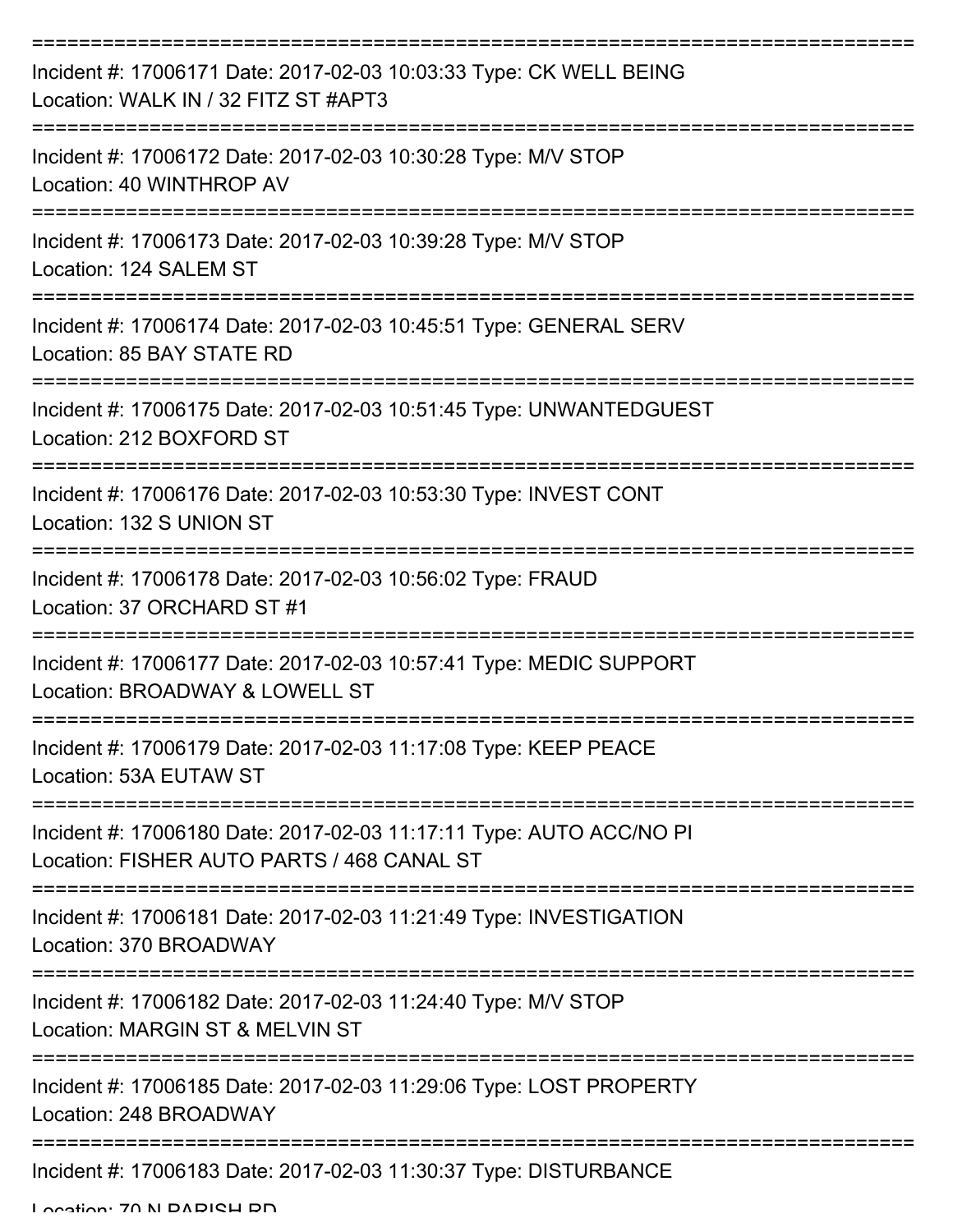===========================================================================

Incident #: 17006171 Date: 2017-02-03 10:03:33 Type: CK WELL BEING
Location: WALK IN / 32 FITZ ST #APT3

===========================================================================

Incident #: 17006172 Date: 2017-02-03 10:30:28 Type: M/V STOP
Location: 40 WINTHROP AV

===========================================================================

Incident #: 17006173 Date: 2017-02-03 10:39:28 Type: M/V STOP
Location: 124 SALEM ST

===========================================================================

Incident #: 17006174 Date: 2017-02-03 10:45:51 Type: GENERAL SERV
Location: 85 BAY STATE RD

===========================================================================

Incident #: 17006175 Date: 2017-02-03 10:51:45 Type: UNWANTEDGUEST
Location: 212 BOXFORD ST

===========================================================================

Incident #: 17006176 Date: 2017-02-03 10:53:30 Type: INVEST CONT
Location: 132 S UNION ST

===========================================================================

Incident #: 17006178 Date: 2017-02-03 10:56:02 Type: FRAUD
Location: 37 ORCHARD ST #1

===========================================================================

Incident #: 17006177 Date: 2017-02-03 10:57:41 Type: MEDIC SUPPORT
Location: BROADWAY & LOWELL ST

===========================================================================

Incident #: 17006179 Date: 2017-02-03 11:17:08 Type: KEEP PEACE
Location: 53A EUTAW ST

===========================================================================

Incident #: 17006180 Date: 2017-02-03 11:17:11 Type: AUTO ACC/NO PI
Location: FISHER AUTO PARTS / 468 CANAL ST

===========================================================================

Incident #: 17006181 Date: 2017-02-03 11:21:49 Type: INVESTIGATION
Location: 370 BROADWAY

===========================================================================

Incident #: 17006182 Date: 2017-02-03 11:24:40 Type: M/V STOP
Location: MARGIN ST & MELVIN ST

===========================================================================

Incident #: 17006185 Date: 2017-02-03 11:29:06 Type: LOST PROPERTY
Location: 248 BROADWAY

===========================================================================

Incident #: 17006183 Date: 2017-02-03 11:30:37 Type: DISTURBANCE
Location: 70 N PARISH RD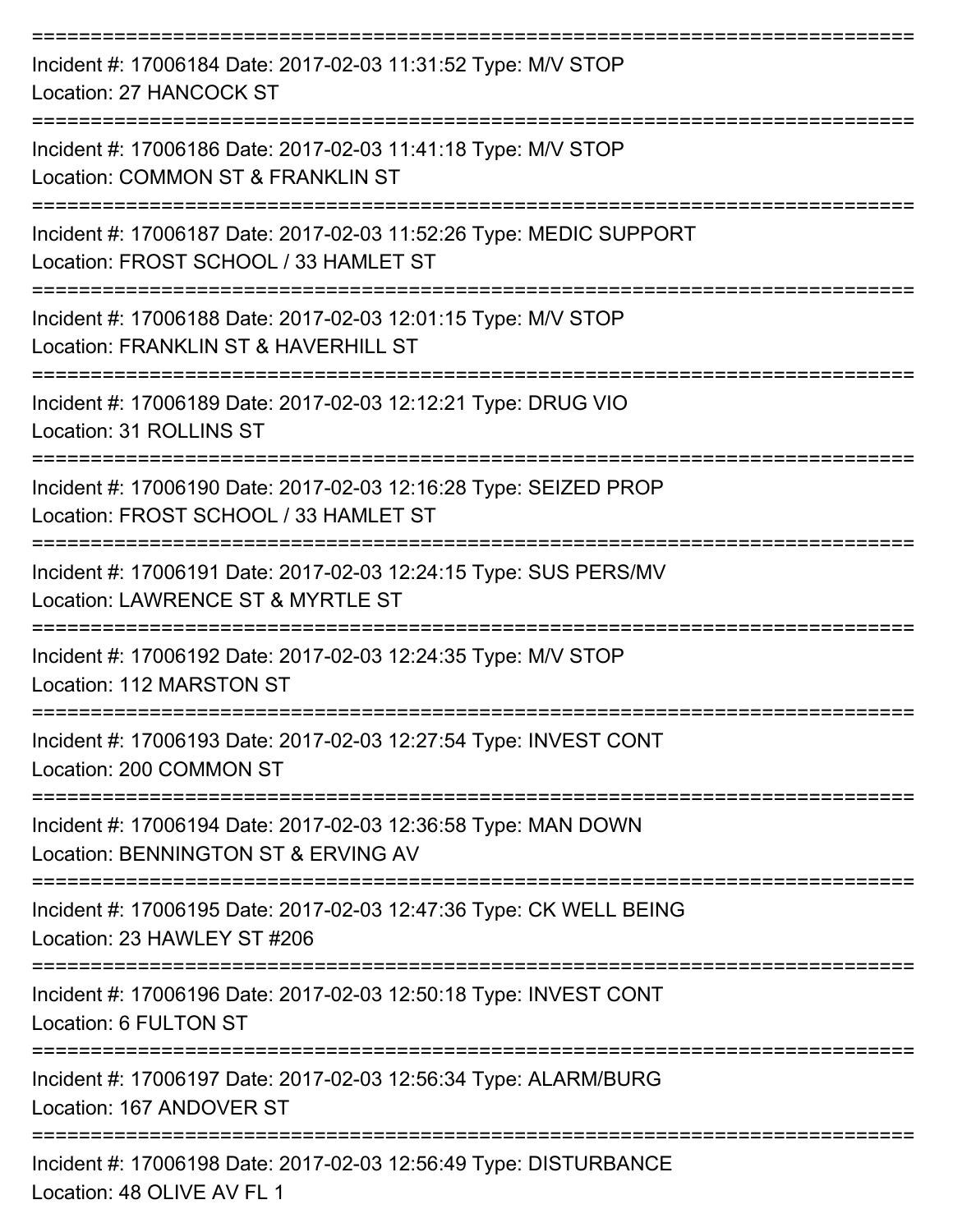===========================================================================

Incident #: 17006184 Date: 2017-02-03 11:31:52 Type: M/V STOP
Location: 27 HANCOCK ST

===========================================================================

Incident #: 17006186 Date: 2017-02-03 11:41:18 Type: M/V STOP
Location: COMMON ST & FRANKLIN ST

===========================================================================

Incident #: 17006187 Date: 2017-02-03 11:52:26 Type: MEDIC SUPPORT
Location: FROST SCHOOL / 33 HAMLET ST

===========================================================================

Incident #: 17006188 Date: 2017-02-03 12:01:15 Type: M/V STOP
Location: FRANKLIN ST & HAVERHILL ST

===========================================================================

Incident #: 17006189 Date: 2017-02-03 12:12:21 Type: DRUG VIO
Location: 31 ROLLINS ST

===========================================================================

Incident #: 17006190 Date: 2017-02-03 12:16:28 Type: SEIZED PROP
Location: FROST SCHOOL / 33 HAMLET ST

===========================================================================

Incident #: 17006191 Date: 2017-02-03 12:24:15 Type: SUS PERS/MV
Location: LAWRENCE ST & MYRTLE ST

===========================================================================

Incident #: 17006192 Date: 2017-02-03 12:24:35 Type: M/V STOP
Location: 112 MARSTON ST

===========================================================================

Incident #: 17006193 Date: 2017-02-03 12:27:54 Type: INVEST CONT
Location: 200 COMMON ST

===========================================================================

Incident #: 17006194 Date: 2017-02-03 12:36:58 Type: MAN DOWN
Location: BENNINGTON ST & ERVING AV

===========================================================================

Incident #: 17006195 Date: 2017-02-03 12:47:36 Type: CK WELL BEING
Location: 23 HAWLEY ST #206

===========================================================================

Incident #: 17006196 Date: 2017-02-03 12:50:18 Type: INVEST CONT
Location: 6 FULTON ST

===========================================================================

Incident #: 17006197 Date: 2017-02-03 12:56:34 Type: ALARM/BURG
Location: 167 ANDOVER ST

===========================================================================

Incident #: 17006198 Date: 2017-02-03 12:56:49 Type: DISTURBANCE
Location: 48 OLIVE AV FL 1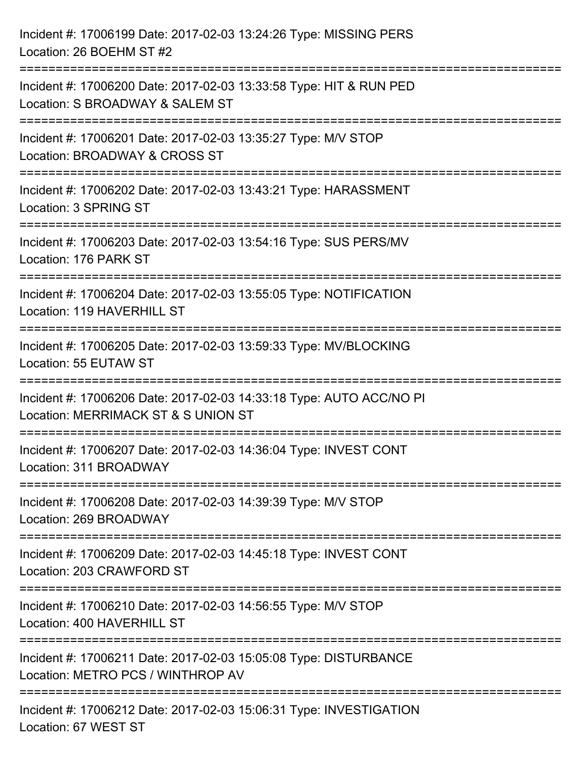Incident #: 17006199 Date: 2017-02-03 13:24:26 Type: MISSING PERS
Location: 26 BOEHM ST #2

===========================================================================

Incident #: 17006200 Date: 2017-02-03 13:33:58 Type: HIT & RUN PED
Location: S BROADWAY & SALEM ST

===========================================================================

Incident #: 17006201 Date: 2017-02-03 13:35:27 Type: M/V STOP
Location: BROADWAY & CROSS ST

===========================================================================

Incident #: 17006202 Date: 2017-02-03 13:43:21 Type: HARASSMENT
Location: 3 SPRING ST

===========================================================================

Incident #: 17006203 Date: 2017-02-03 13:54:16 Type: SUS PERS/MV
Location: 176 PARK ST

===========================================================================

Incident #: 17006204 Date: 2017-02-03 13:55:05 Type: NOTIFICATION
Location: 119 HAVERHILL ST

===========================================================================

Incident #: 17006205 Date: 2017-02-03 13:59:33 Type: MV/BLOCKING
Location: 55 EUTAW ST

===========================================================================

Incident #: 17006206 Date: 2017-02-03 14:33:18 Type: AUTO ACC/NO PI
Location: MERRIMACK ST & S UNION ST

===========================================================================

Incident #: 17006207 Date: 2017-02-03 14:36:04 Type: INVEST CONT
Location: 311 BROADWAY

===========================================================================

Incident #: 17006208 Date: 2017-02-03 14:39:39 Type: M/V STOP
Location: 269 BROADWAY

===========================================================================

Incident #: 17006209 Date: 2017-02-03 14:45:18 Type: INVEST CONT
Location: 203 CRAWFORD ST

===========================================================================

Incident #: 17006210 Date: 2017-02-03 14:56:55 Type: M/V STOP
Location: 400 HAVERHILL ST

===========================================================================

Incident #: 17006211 Date: 2017-02-03 15:05:08 Type: DISTURBANCE
Location: METRO PCS / WINTHROP AV

===========================================================================

Incident #: 17006212 Date: 2017-02-03 15:06:31 Type: INVESTIGATION
Location: 67 WEST ST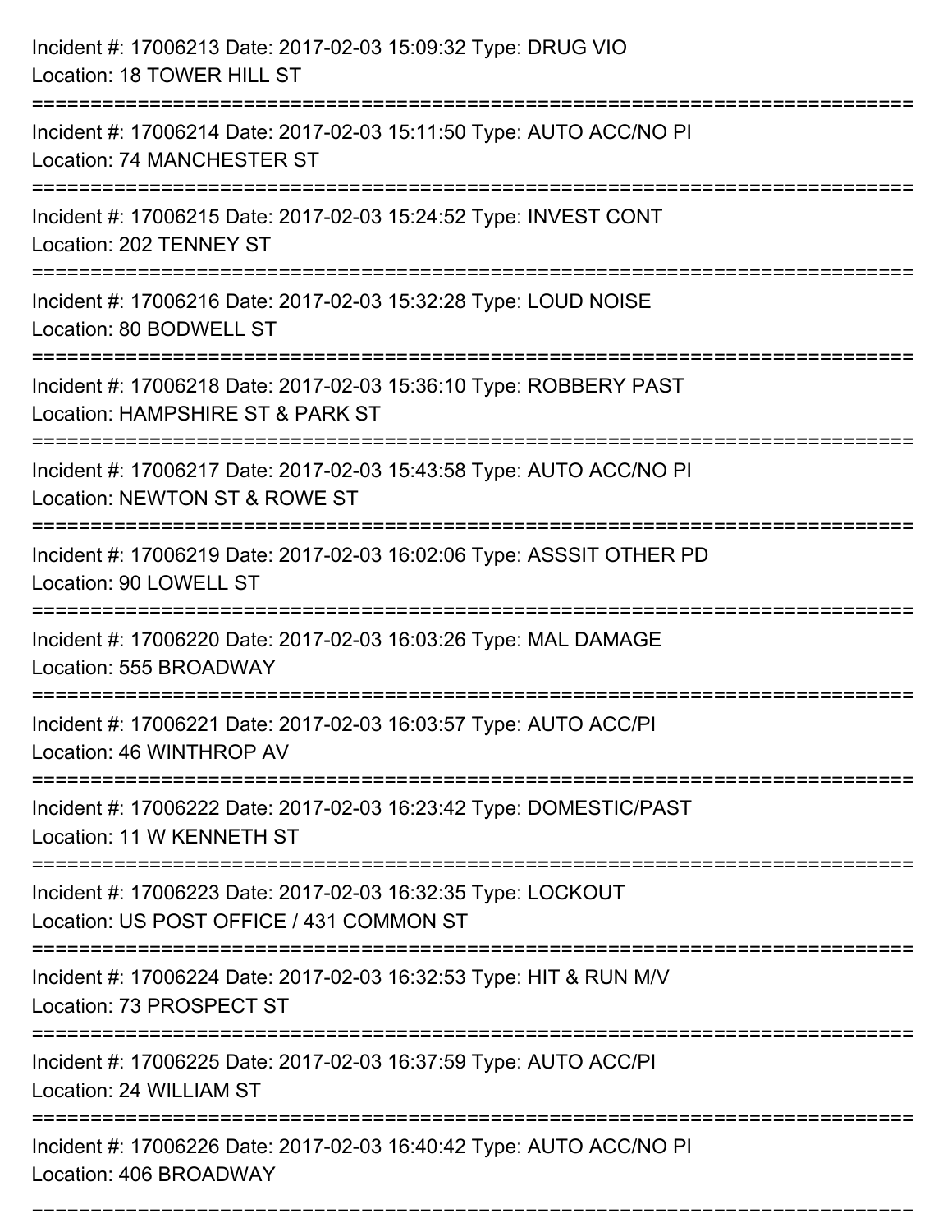Incident #: 17006213 Date: 2017-02-03 15:09:32 Type: DRUG VIO
Location: 18 TOWER HILL ST

===========================================================================

Incident #: 17006214 Date: 2017-02-03 15:11:50 Type: AUTO ACC/NO PI
Location: 74 MANCHESTER ST

===========================================================================

Incident #: 17006215 Date: 2017-02-03 15:24:52 Type: INVEST CONT
Location: 202 TENNEY ST

===========================================================================

Incident #: 17006216 Date: 2017-02-03 15:32:28 Type: LOUD NOISE
Location: 80 BODWELL ST

===========================================================================

Incident #: 17006218 Date: 2017-02-03 15:36:10 Type: ROBBERY PAST
Location: HAMPSHIRE ST & PARK ST

===========================================================================

Incident #: 17006217 Date: 2017-02-03 15:43:58 Type: AUTO ACC/NO PI
Location: NEWTON ST & ROWE ST

===========================================================================

Incident #: 17006219 Date: 2017-02-03 16:02:06 Type: ASSSIT OTHER PD
Location: 90 LOWELL ST

===========================================================================

Incident #: 17006220 Date: 2017-02-03 16:03:26 Type: MAL DAMAGE
Location: 555 BROADWAY

===========================================================================

Incident #: 17006221 Date: 2017-02-03 16:03:57 Type: AUTO ACC/PI
Location: 46 WINTHROP AV

===========================================================================

Incident #: 17006222 Date: 2017-02-03 16:23:42 Type: DOMESTIC/PAST
Location: 11 W KENNETH ST

===========================================================================

Incident #: 17006223 Date: 2017-02-03 16:32:35 Type: LOCKOUT
Location: US POST OFFICE / 431 COMMON ST

===========================================================================

Incident #: 17006224 Date: 2017-02-03 16:32:53 Type: HIT & RUN M/V
Location: 73 PROSPECT ST

===========================================================================

Incident #: 17006225 Date: 2017-02-03 16:37:59 Type: AUTO ACC/PI
Location: 24 WILLIAM ST

===========================================================================

Incident #: 17006226 Date: 2017-02-03 16:40:42 Type: AUTO ACC/NO PI
Location: 406 BROADWAY

===========================================================================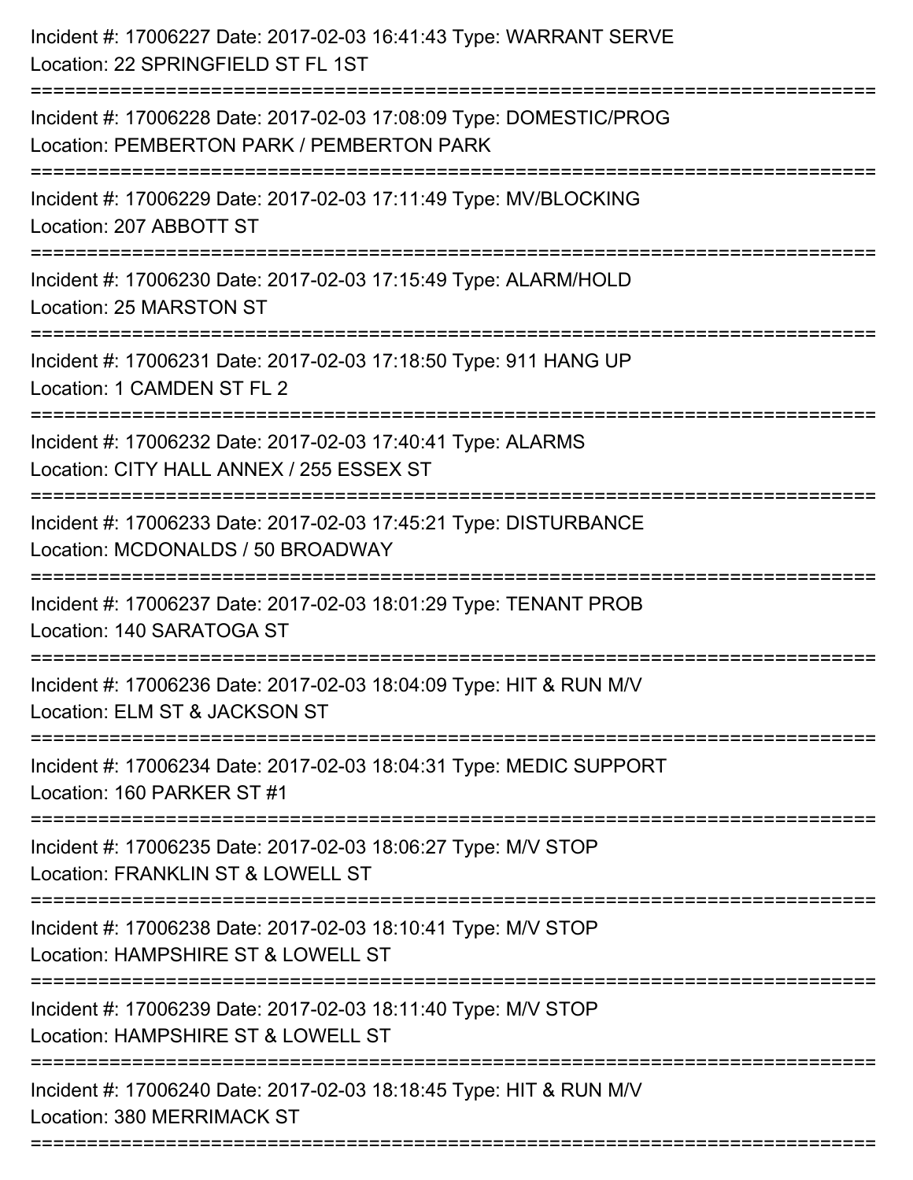Incident #: 17006227 Date: 2017-02-03 16:41:43 Type: WARRANT SERVE
Location: 22 SPRINGFIELD ST FL 1ST

===========================================================================

Incident #: 17006228 Date: 2017-02-03 17:08:09 Type: DOMESTIC/PROG
Location: PEMBERTON PARK / PEMBERTON PARK

===========================================================================

Incident #: 17006229 Date: 2017-02-03 17:11:49 Type: MV/BLOCKING
Location: 207 ABBOTT ST

===========================================================================

Incident #: 17006230 Date: 2017-02-03 17:15:49 Type: ALARM/HOLD
Location: 25 MARSTON ST

===========================================================================

Incident #: 17006231 Date: 2017-02-03 17:18:50 Type: 911 HANG UP
Location: 1 CAMDEN ST FL 2

===========================================================================

Incident #: 17006232 Date: 2017-02-03 17:40:41 Type: ALARMS
Location: CITY HALL ANNEX / 255 ESSEX ST

===========================================================================

Incident #: 17006233 Date: 2017-02-03 17:45:21 Type: DISTURBANCE
Location: MCDONALDS / 50 BROADWAY

===========================================================================

Incident #: 17006237 Date: 2017-02-03 18:01:29 Type: TENANT PROB
Location: 140 SARATOGA ST

===========================================================================

Incident #: 17006236 Date: 2017-02-03 18:04:09 Type: HIT & RUN M/V
Location: ELM ST & JACKSON ST

===========================================================================

Incident #: 17006234 Date: 2017-02-03 18:04:31 Type: MEDIC SUPPORT
Location: 160 PARKER ST #1

===========================================================================

Incident #: 17006235 Date: 2017-02-03 18:06:27 Type: M/V STOP
Location: FRANKLIN ST & LOWELL ST

===========================================================================

Incident #: 17006238 Date: 2017-02-03 18:10:41 Type: M/V STOP
Location: HAMPSHIRE ST & LOWELL ST

===========================================================================

Incident #: 17006239 Date: 2017-02-03 18:11:40 Type: M/V STOP
Location: HAMPSHIRE ST & LOWELL ST

===========================================================================

Incident #: 17006240 Date: 2017-02-03 18:18:45 Type: HIT & RUN M/V
Location: 380 MERRIMACK ST

===========================================================================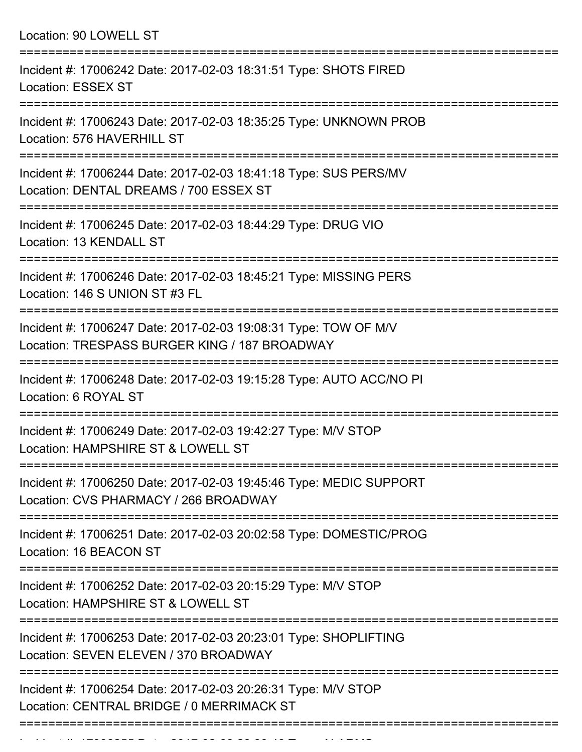Location: 90 LOWELL ST

===========================================================================

Incident #: 17006242 Date: 2017-02-03 18:31:51 Type: SHOTS FIRED
Location: ESSEX ST

===========================================================================

Incident #: 17006243 Date: 2017-02-03 18:35:25 Type: UNKNOWN PROB
Location: 576 HAVERHILL ST

===========================================================================

Incident #: 17006244 Date: 2017-02-03 18:41:18 Type: SUS PERS/MV
Location: DENTAL DREAMS / 700 ESSEX ST

===========================================================================

Incident #: 17006245 Date: 2017-02-03 18:44:29 Type: DRUG VIO
Location: 13 KENDALL ST

===========================================================================

Incident #: 17006246 Date: 2017-02-03 18:45:21 Type: MISSING PERS
Location: 146 S UNION ST #3 FL

===========================================================================

Incident #: 17006247 Date: 2017-02-03 19:08:31 Type: TOW OF M/V
Location: TRESPASS BURGER KING / 187 BROADWAY

===========================================================================

Incident #: 17006248 Date: 2017-02-03 19:15:28 Type: AUTO ACC/NO PI
Location: 6 ROYAL ST

===========================================================================

Incident #: 17006249 Date: 2017-02-03 19:42:27 Type: M/V STOP
Location: HAMPSHIRE ST & LOWELL ST

===========================================================================

Incident #: 17006250 Date: 2017-02-03 19:45:46 Type: MEDIC SUPPORT
Location: CVS PHARMACY / 266 BROADWAY

===========================================================================

Incident #: 17006251 Date: 2017-02-03 20:02:58 Type: DOMESTIC/PROG
Location: 16 BEACON ST

===========================================================================

Incident #: 17006252 Date: 2017-02-03 20:15:29 Type: M/V STOP
Location: HAMPSHIRE ST & LOWELL ST

===========================================================================

Incident #: 17006253 Date: 2017-02-03 20:23:01 Type: SHOPLIFTING
Location: SEVEN ELEVEN / 370 BROADWAY

===========================================================================

Incident #: 17006254 Date: 2017-02-03 20:26:31 Type: M/V STOP
Location: CENTRAL BRIDGE / 0 MERRIMACK ST

===========================================================================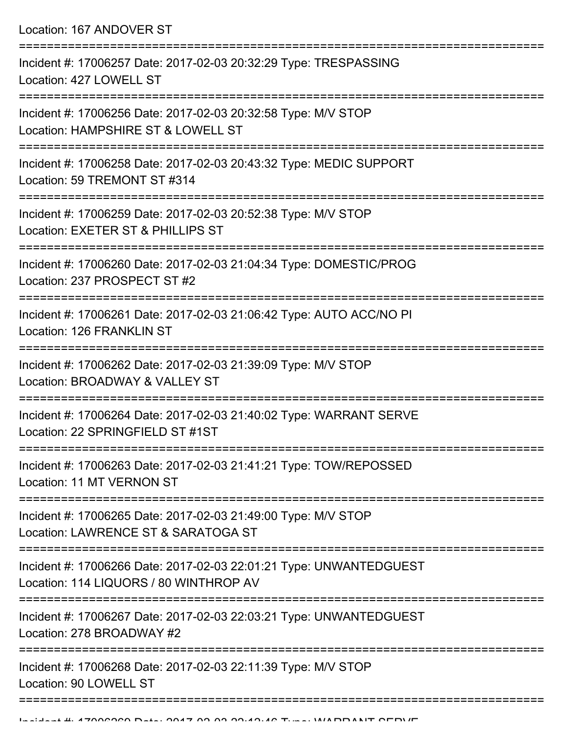Location: 167 ANDOVER ST

===========================================================================

Incident #: 17006257 Date: 2017-02-03 20:32:29 Type: TRESPASSING
Location: 427 LOWELL ST

===========================================================================

Incident #: 17006256 Date: 2017-02-03 20:32:58 Type: M/V STOP
Location: HAMPSHIRE ST & LOWELL ST

===========================================================================

Incident #: 17006258 Date: 2017-02-03 20:43:32 Type: MEDIC SUPPORT
Location: 59 TREMONT ST #314

===========================================================================

Incident #: 17006259 Date: 2017-02-03 20:52:38 Type: M/V STOP
Location: EXETER ST & PHILLIPS ST

===========================================================================

Incident #: 17006260 Date: 2017-02-03 21:04:34 Type: DOMESTIC/PROG
Location: 237 PROSPECT ST #2

===========================================================================

Incident #: 17006261 Date: 2017-02-03 21:06:42 Type: AUTO ACC/NO PI
Location: 126 FRANKLIN ST

===========================================================================

Incident #: 17006262 Date: 2017-02-03 21:39:09 Type: M/V STOP
Location: BROADWAY & VALLEY ST

===========================================================================

Incident #: 17006264 Date: 2017-02-03 21:40:02 Type: WARRANT SERVE
Location: 22 SPRINGFIELD ST #1ST

===========================================================================

Incident #: 17006263 Date: 2017-02-03 21:41:21 Type: TOW/REPOSSED
Location: 11 MT VERNON ST

===========================================================================

Incident #: 17006265 Date: 2017-02-03 21:49:00 Type: M/V STOP
Location: LAWRENCE ST & SARATOGA ST

===========================================================================

Incident #: 17006266 Date: 2017-02-03 22:01:21 Type: UNWANTEDGUEST
Location: 114 LIQUORS / 80 WINTHROP AV

===========================================================================

Incident #: 17006267 Date: 2017-02-03 22:03:21 Type: UNWANTEDGUEST
Location: 278 BROADWAY #2

===========================================================================

Incident #: 17006268 Date: 2017-02-03 22:11:39 Type: M/V STOP
Location: 90 LOWELL ST

===========================================================================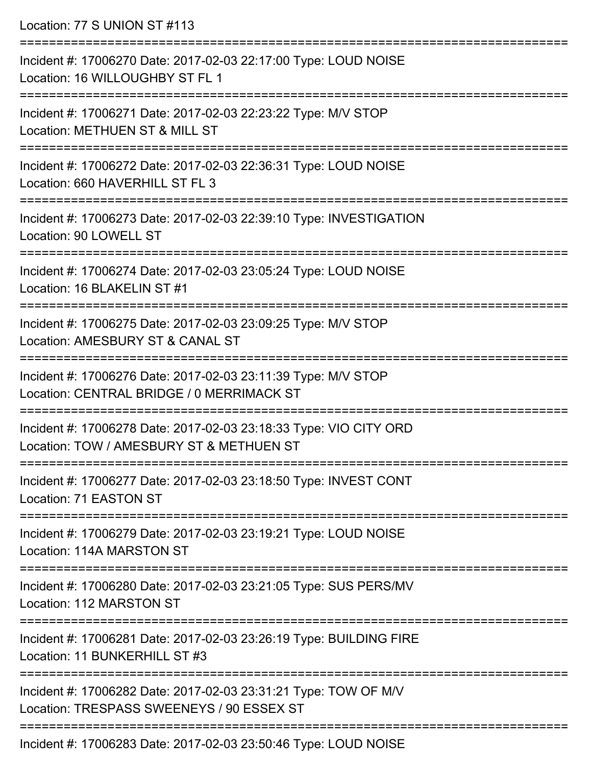Location: 77 S UNION ST #113

===========================================================================

Incident #: 17006270 Date: 2017-02-03 22:17:00 Type: LOUD NOISE
Location: 16 WILLOUGHBY ST FL 1

===========================================================================

Incident #: 17006271 Date: 2017-02-03 22:23:22 Type: M/V STOP
Location: METHUEN ST & MILL ST

===========================================================================

Incident #: 17006272 Date: 2017-02-03 22:36:31 Type: LOUD NOISE
Location: 660 HAVERHILL ST FL 3

===========================================================================

Incident #: 17006273 Date: 2017-02-03 22:39:10 Type: INVESTIGATION
Location: 90 LOWELL ST

===========================================================================

Incident #: 17006274 Date: 2017-02-03 23:05:24 Type: LOUD NOISE
Location: 16 BLAKELIN ST #1

===========================================================================

Incident #: 17006275 Date: 2017-02-03 23:09:25 Type: M/V STOP
Location: AMESBURY ST & CANAL ST

===========================================================================

Incident #: 17006276 Date: 2017-02-03 23:11:39 Type: M/V STOP
Location: CENTRAL BRIDGE / 0 MERRIMACK ST

===========================================================================

Incident #: 17006278 Date: 2017-02-03 23:18:33 Type: VIO CITY ORD
Location: TOW / AMESBURY ST & METHUEN ST

===========================================================================

Incident #: 17006277 Date: 2017-02-03 23:18:50 Type: INVEST CONT
Location: 71 EASTON ST

===========================================================================

Incident #: 17006279 Date: 2017-02-03 23:19:21 Type: LOUD NOISE
Location: 114A MARSTON ST

===========================================================================

Incident #: 17006280 Date: 2017-02-03 23:21:05 Type: SUS PERS/MV
Location: 112 MARSTON ST

===========================================================================

Incident #: 17006281 Date: 2017-02-03 23:26:19 Type: BUILDING FIRE
Location: 11 BUNKERHILL ST #3

===========================================================================

Incident #: 17006282 Date: 2017-02-03 23:31:21 Type: TOW OF M/V
Location: TRESPASS SWEENEYS / 90 ESSEX ST

===========================================================================

Incident #: 17006283 Date: 2017-02-03 23:50:46 Type: LOUD NOISE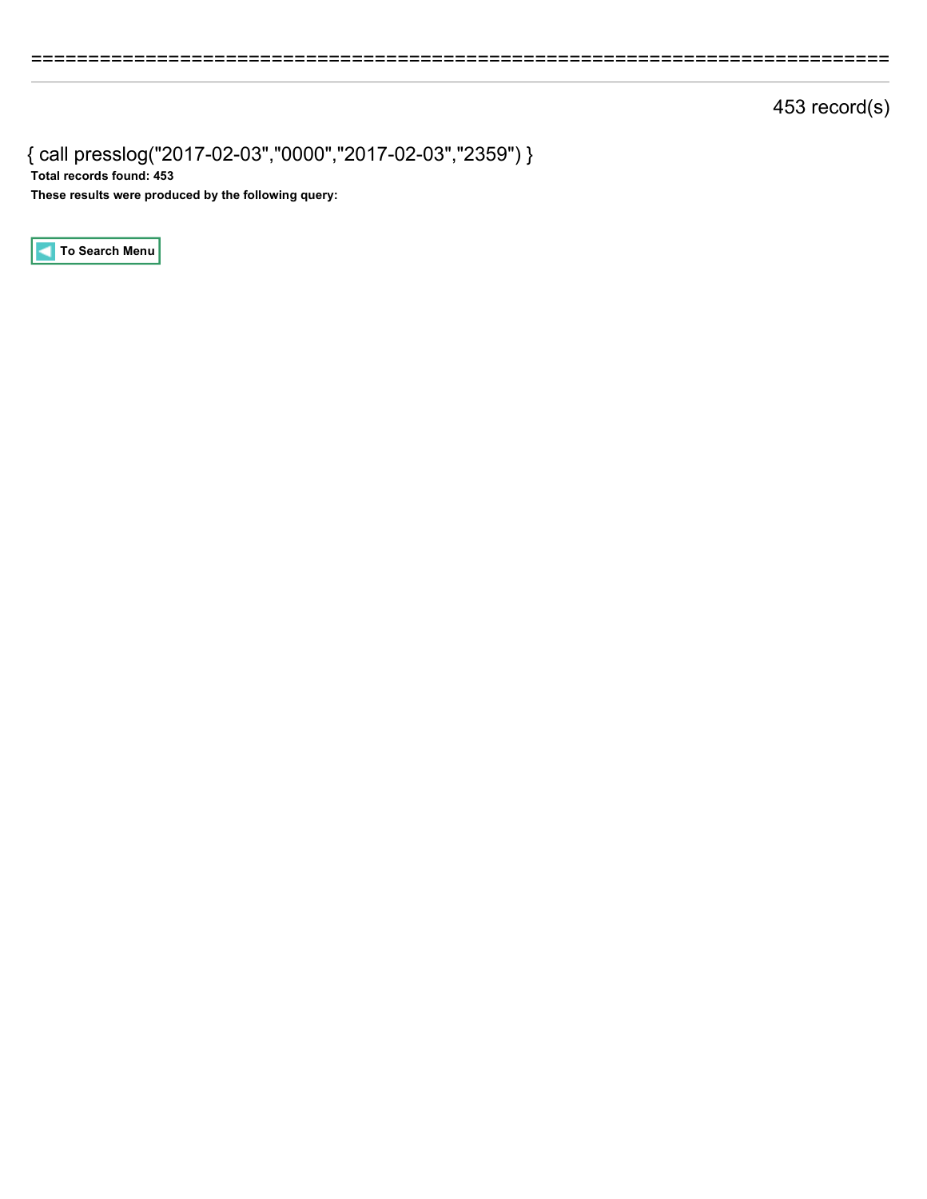================================================================================

---

453 record(s)

{ call presslog("2017-02-03","0000","2017-02-03","2359") }

**Total records found: 453**

**These results were produced by the following query:**

**To Search Menu**